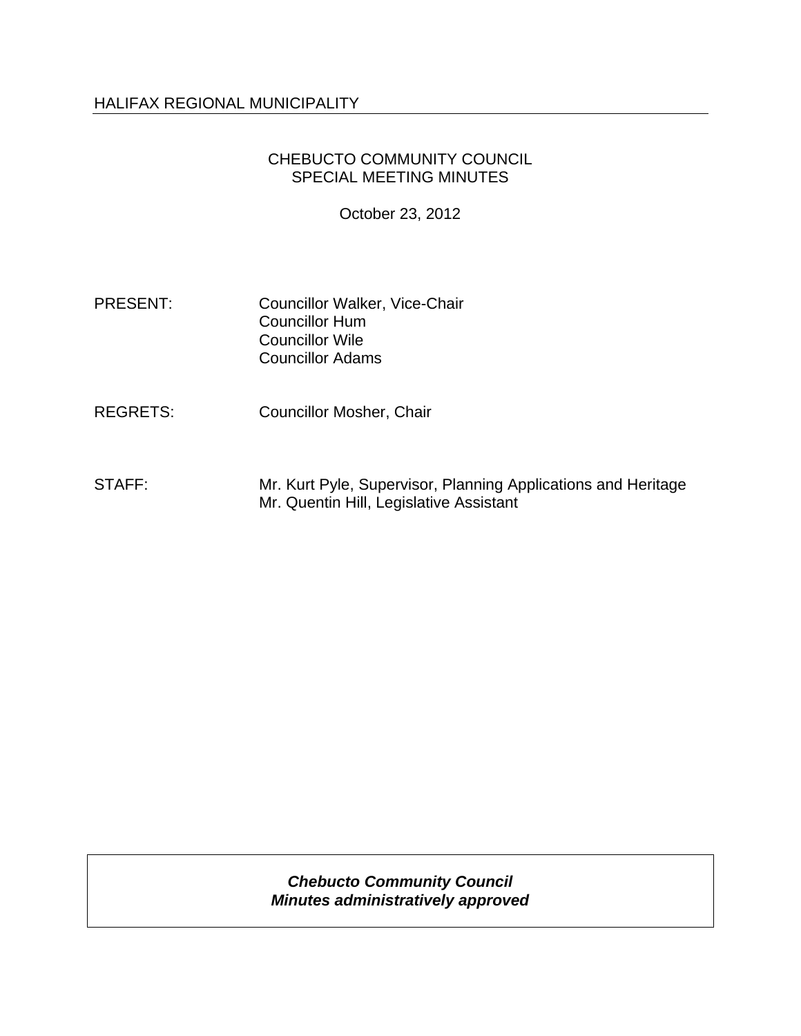HALIFAX REGIONAL MUNICIPALITY

# CHEBUCTO COMMUNITY COUNCIL
## SPECIAL MEETING MINUTES

October 23, 2012

| | |
|---|---|
| PRESENT: | Councillor Walker, Vice-Chair<br>Councillor Hum<br>Councillor Wile<br>Councillor Adams |
| REGRETS: | Councillor Mosher, Chair |
| STAFF: | Mr. Kurt Pyle, Supervisor, Planning Applications and Heritage<br>Mr. Quentin Hill, Legislative Assistant |

***Chebucto Community Council***
***Minutes administratively approved***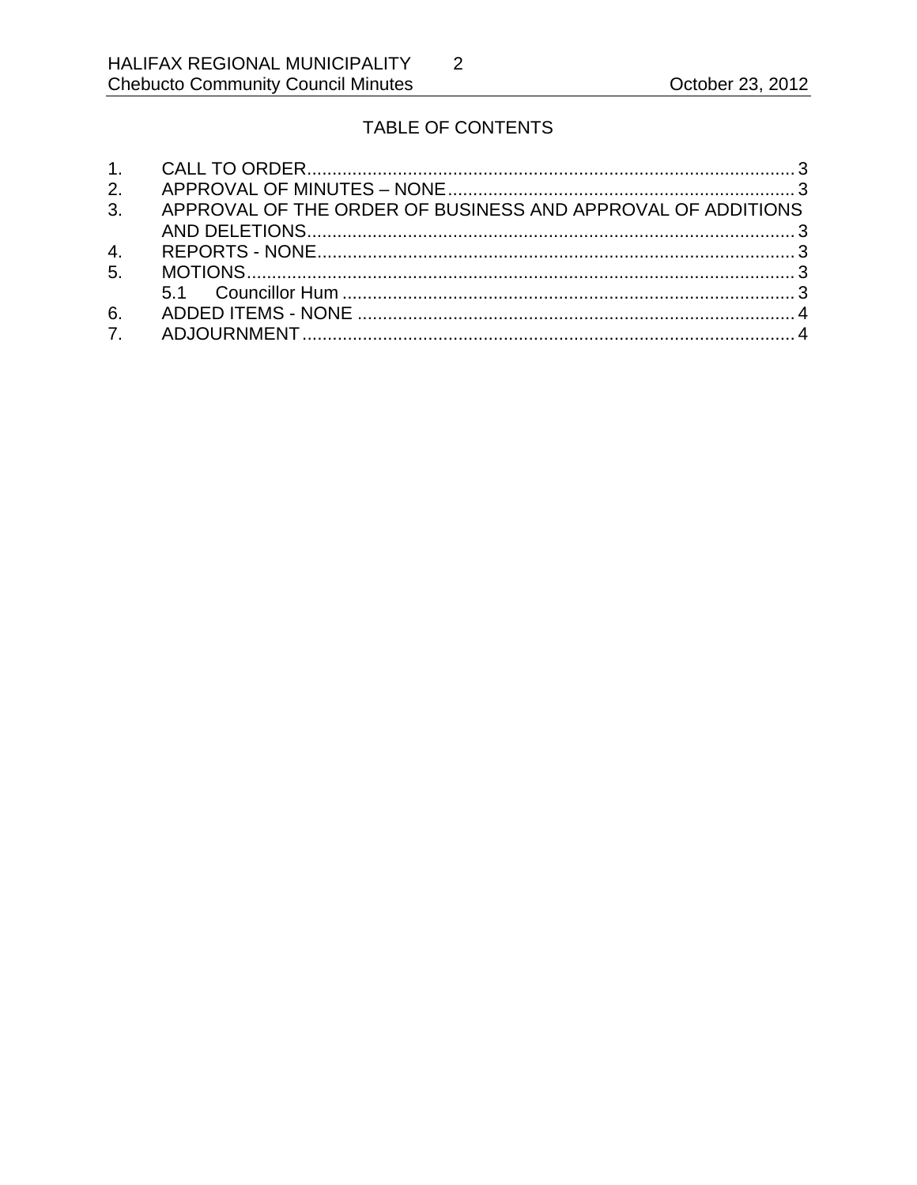## TABLE OF CONTENTS

1. CALL TO ORDER ... 3
2. APPROVAL OF MINUTES – NONE ... 3
3. APPROVAL OF THE ORDER OF BUSINESS AND APPROVAL OF ADDITIONS AND DELETIONS ... 3
4. REPORTS - NONE ... 3
5. MOTIONS ... 3
   - 5.1 Councillor Hum ... 3
6. ADDED ITEMS - NONE ... 4
7. ADJOURNMENT ... 4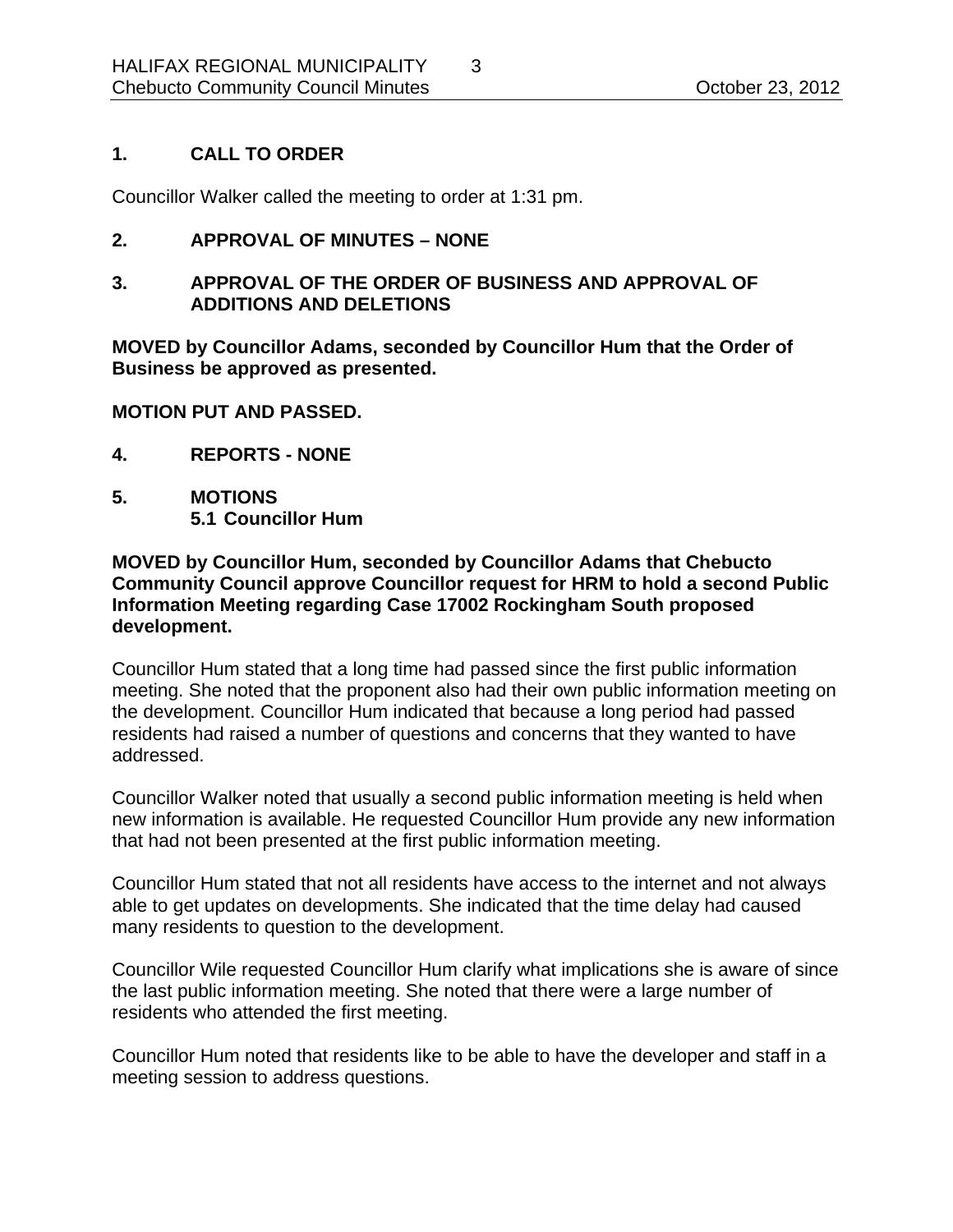## 1. CALL TO ORDER

Councillor Walker called the meeting to order at 1:31 pm.

## 2. APPROVAL OF MINUTES – NONE

## 3. APPROVAL OF THE ORDER OF BUSINESS AND APPROVAL OF ADDITIONS AND DELETIONS

**MOVED by Councillor Adams, seconded by Councillor Hum that the Order of Business be approved as presented.**

**MOTION PUT AND PASSED.**

## 4. REPORTS - NONE

## 5. MOTIONS

### 5.1 Councillor Hum

**MOVED by Councillor Hum, seconded by Councillor Adams that Chebucto Community Council approve Councillor request for HRM to hold a second Public Information Meeting regarding Case 17002 Rockingham South proposed development.**

Councillor Hum stated that a long time had passed since the first public information meeting. She noted that the proponent also had their own public information meeting on the development. Councillor Hum indicated that because a long period had passed residents had raised a number of questions and concerns that they wanted to have addressed.

Councillor Walker noted that usually a second public information meeting is held when new information is available. He requested Councillor Hum provide any new information that had not been presented at the first public information meeting.

Councillor Hum stated that not all residents have access to the internet and not always able to get updates on developments. She indicated that the time delay had caused many residents to question to the development.

Councillor Wile requested Councillor Hum clarify what implications she is aware of since the last public information meeting. She noted that there were a large number of residents who attended the first meeting.

Councillor Hum noted that residents like to be able to have the developer and staff in a meeting session to address questions.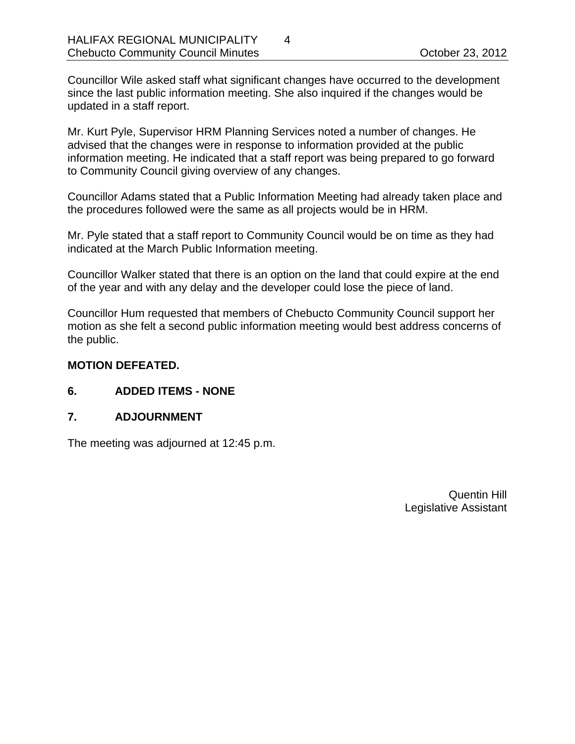Councillor Wile asked staff what significant changes have occurred to the development since the last public information meeting. She also inquired if the changes would be updated in a staff report.

Mr. Kurt Pyle, Supervisor HRM Planning Services noted a number of changes. He advised that the changes were in response to information provided at the public information meeting. He indicated that a staff report was being prepared to go forward to Community Council giving overview of any changes.

Councillor Adams stated that a Public Information Meeting had already taken place and the procedures followed were the same as all projects would be in HRM.

Mr. Pyle stated that a staff report to Community Council would be on time as they had indicated at the March Public Information meeting.

Councillor Walker stated that there is an option on the land that could expire at the end of the year and with any delay and the developer could lose the piece of land.

Councillor Hum requested that members of Chebucto Community Council support her motion as she felt a second public information meeting would best address concerns of the public.

**MOTION DEFEATED.**

## 6. ADDED ITEMS - NONE

## 7. ADJOURNMENT

The meeting was adjourned at 12:45 p.m.

Quentin Hill
Legislative Assistant